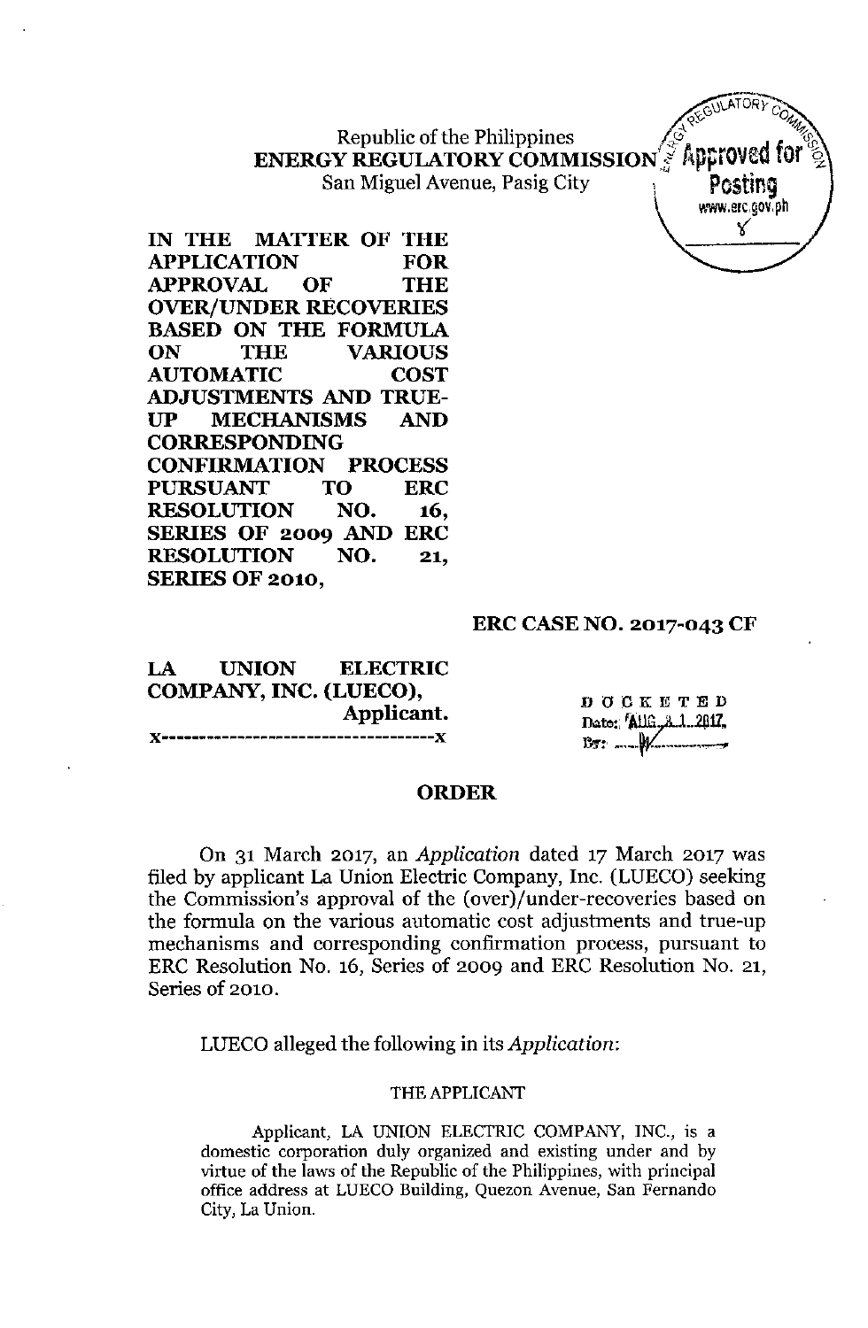Republic of the Philippines
**ENERGY REGULATORY COMMISSION**
San Miguel Avenue, Pasig City

Approved for Posting
www.erc.gov.ph

**IN THE MATTER OF THE APPLICATION FOR APPROVAL OF THE OVER/UNDER RECOVERIES BASED ON THE FORMULA ON THE VARIOUS AUTOMATIC COST ADJUSTMENTS AND TRUE-UP MECHANISMS AND CORRESPONDING CONFIRMATION PROCESS PURSUANT TO ERC RESOLUTION NO. 16, SERIES OF 2009 AND ERC RESOLUTION NO. 21, SERIES OF 2010,**

**ERC CASE NO. 2017-043 CF**

**LA UNION ELECTRIC COMPANY, INC. (LUECO),**
**Applicant.**
x-------------------------------------x

DOCKETED
Date: AUG 31 2017
By: W

## ORDER

On 31 March 2017, an *Application* dated 17 March 2017 was filed by applicant La Union Electric Company, Inc. (LUECO) seeking the Commission's approval of the (over)/under-recoveries based on the formula on the various automatic cost adjustments and true-up mechanisms and corresponding confirmation process, pursuant to ERC Resolution No. 16, Series of 2009 and ERC Resolution No. 21, Series of 2010.

LUECO alleged the following in its *Application*:

THE APPLICANT

Applicant, LA UNION ELECTRIC COMPANY, INC., is a domestic corporation duly organized and existing under and by virtue of the laws of the Republic of the Philippines, with principal office address at LUECO Building, Quezon Avenue, San Fernando City, La Union.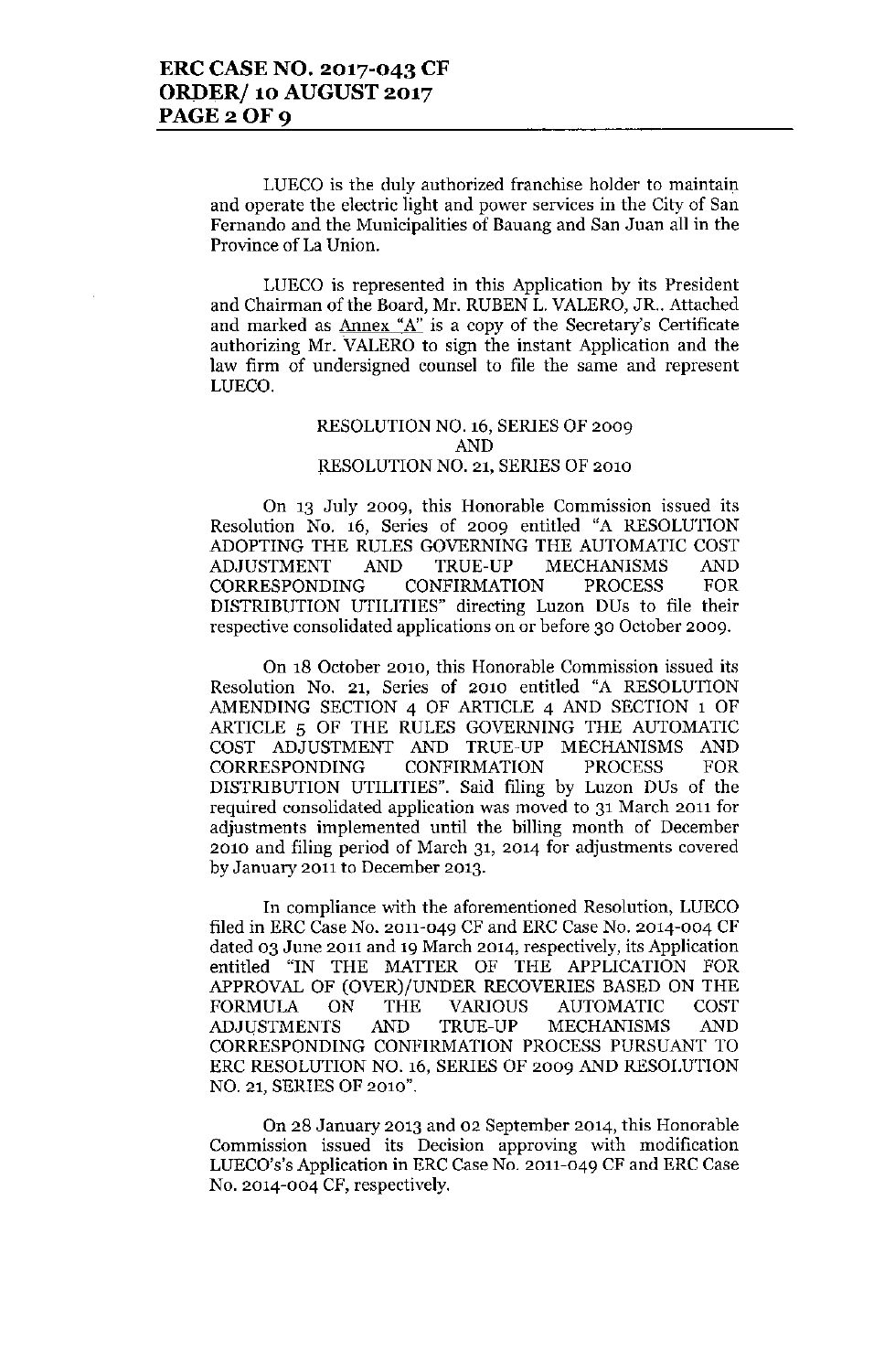LUECO is the duly authorized franchise holder to maintain and operate the electric light and power services in the City of San Fernando and the Municipalities of Bauang and San Juan all in the Province of La Union.

LUECO is represented in this Application by its President and Chairman of the Board, Mr. RUBEN L. VALERO, JR.. Attached and marked as Annex "A" is a copy of the Secretary's Certificate authorizing Mr. VALERO to sign the instant Application and the law firm of undersigned counsel to file the same and represent LUECO.

### RESOLUTION NO. 16, SERIES OF 2009 AND RESOLUTION NO. 21, SERIES OF 2010

On 13 July 2009, this Honorable Commission issued its Resolution No. 16, Series of 2009 entitled "A RESOLUTION ADOPTING THE RULES GOVERNING THE AUTOMATIC COST ADJUSTMENT AND TRUE-UP MECHANISMS AND CORRESPONDING CONFIRMATION PROCESS FOR DISTRIBUTION UTILITIES" directing Luzon DUs to file their respective consolidated applications on or before 30 October 2009.

On 18 October 2010, this Honorable Commission issued its Resolution No. 21, Series of 2010 entitled "A RESOLUTION AMENDING SECTION 4 OF ARTICLE 4 AND SECTION 1 OF ARTICLE 5 OF THE RULES GOVERNING THE AUTOMATIC COST ADJUSTMENT AND TRUE-UP MECHANISMS AND CORRESPONDING CONFIRMATION PROCESS FOR DISTRIBUTION UTILITIES". Said filing by Luzon DUs of the required consolidated application was moved to 31 March 2011 for adjustments implemented until the billing month of December 2010 and filing period of March 31, 2014 for adjustments covered by January 2011 to December 2013.

In compliance with the aforementioned Resolution, LUECO filed in ERC Case No. 2011-049 CF and ERC Case No. 2014-004 CF dated 03 June 2011 and 19 March 2014, respectively, its Application entitled "IN THE MATTER OF THE APPLICATION FOR APPROVAL OF (OVER)/UNDER RECOVERIES BASED ON THE FORMULA ON THE VARIOUS AUTOMATIC COST ADJUSTMENTS AND TRUE-UP MECHANISMS AND CORRESPONDING CONFIRMATION PROCESS PURSUANT TO ERC RESOLUTION NO. 16, SERIES OF 2009 AND RESOLUTION NO. 21, SERIES OF 2010".

On 28 January 2013 and 02 September 2014, this Honorable Commission issued its Decision approving with modification LUECO's's Application in ERC Case No. 2011-049 CF and ERC Case No. 2014-004 CF, respectively.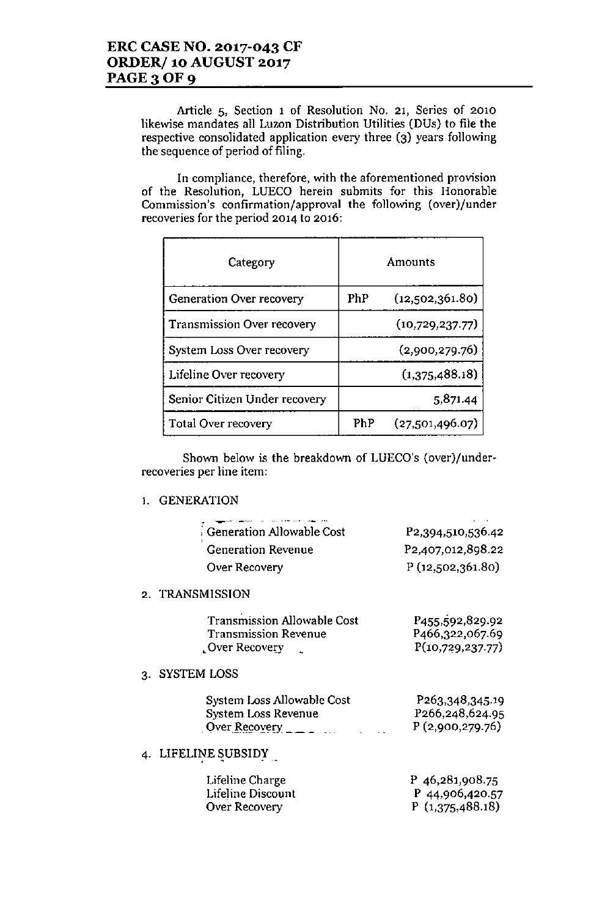Article 5, Section 1 of Resolution No. 21, Series of 2010 likewise mandates all Luzon Distribution Utilities (DUs) to file the respective consolidated application every three (3) years following the sequence of period of filing.

In compliance, therefore, with the aforementioned provision of the Resolution, LUECO herein submits for this Honorable Commission's confirmation/approval the following (over)/under recoveries for the period 2014 to 2016:

| Category | Amounts |
|---|---|
| Generation Over recovery | PhP (12,502,361.80) |
| Transmission Over recovery | (10,729,237.77) |
| System Loss Over recovery | (2,900,279.76) |
| Lifeline Over recovery | (1,375,488.18) |
| Senior Citizen Under recovery | 5,871.44 |
| Total Over recovery | PhP (27,501,496.07) |

Shown below is the breakdown of LUECO's (over)/under-recoveries per line item:

1. GENERATION

| | |
|---|---|
| Generation Allowable Cost | P2,394,510,536.42 |
| Generation Revenue | P2,407,012,898.22 |
| Over Recovery | P (12,502,361.80) |

2. TRANSMISSION

| | |
|---|---|
| Transmission Allowable Cost | P455,592,829.92 |
| Transmission Revenue | P466,322,067.69 |
| Over Recovery | P(10,729,237.77) |

3. SYSTEM LOSS

| | |
|---|---|
| System Loss Allowable Cost | P263,348,345.19 |
| System Loss Revenue | P266,248,624.95 |
| Over Recovery | P (2,900,279.76) |

4. LIFELINE SUBSIDY

| | |
|---|---|
| Lifeline Charge | P 46,281,908.75 |
| Lifeline Discount | P 44,906,420.57 |
| Over Recovery | P (1,375,488.18) |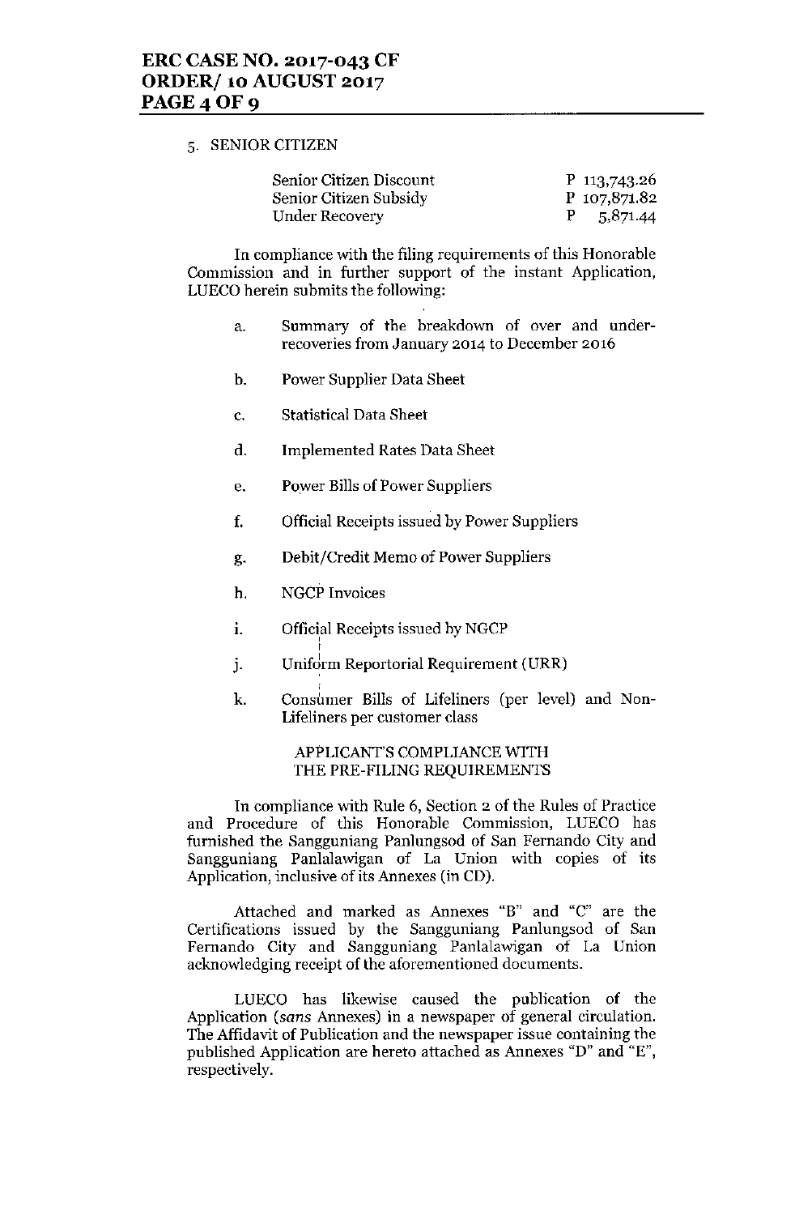5. SENIOR CITIZEN

| | |
|---|---|
| Senior Citizen Discount | P 113,743.26 |
| Senior Citizen Subsidy | P 107,871.82 |
| Under Recovery | P 5,871.44 |

In compliance with the filing requirements of this Honorable Commission and in further support of the instant Application, LUECO herein submits the following:

a. Summary of the breakdown of over and under-recoveries from January 2014 to December 2016

b. Power Supplier Data Sheet

c. Statistical Data Sheet

d. Implemented Rates Data Sheet

e. Power Bills of Power Suppliers

f. Official Receipts issued by Power Suppliers

g. Debit/Credit Memo of Power Suppliers

h. NGCP Invoices

i. Official Receipts issued by NGCP

j. Uniform Reportorial Requirement (URR)

k. Consumer Bills of Lifeliners (per level) and Non-Lifeliners per customer class

APPLICANT'S COMPLIANCE WITH THE PRE-FILING REQUIREMENTS

In compliance with Rule 6, Section 2 of the Rules of Practice and Procedure of this Honorable Commission, LUECO has furnished the Sangguniang Panlungsod of San Fernando City and Sangguniang Panlalawigan of La Union with copies of its Application, inclusive of its Annexes (in CD).

Attached and marked as Annexes "B" and "C" are the Certifications issued by the Sangguniang Panlungsod of San Fernando City and Sangguniang Panlalawigan of La Union acknowledging receipt of the aforementioned documents.

LUECO has likewise caused the publication of the Application (*sans* Annexes) in a newspaper of general circulation. The Affidavit of Publication and the newspaper issue containing the published Application are hereto attached as Annexes "D" and "E", respectively.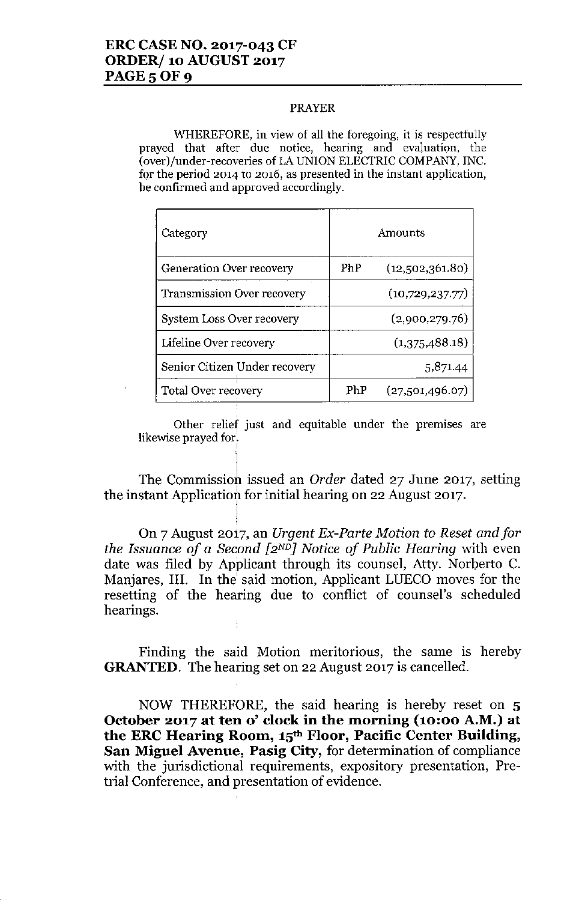PRAYER

WHEREFORE, in view of all the foregoing, it is respectfully prayed that after due notice, hearing and evaluation, the (over)/under-recoveries of LA UNION ELECTRIC COMPANY, INC. for the period 2014 to 2016, as presented in the instant application, be confirmed and approved accordingly.

| Category | Amounts | |
|---|---|---|
| Generation Over recovery | PhP | (12,502,361.80) |
| Transmission Over recovery | | (10,729,237.77) |
| System Loss Over recovery | | (2,900,279.76) |
| Lifeline Over recovery | | (1,375,488.18) |
| Senior Citizen Under recovery | | 5,871.44 |
| Total Over recovery | PhP | (27,501,496.07) |

Other relief just and equitable under the premises are likewise prayed for.

The Commission issued an *Order* dated 27 June 2017, setting the instant Application for initial hearing on 22 August 2017.

On 7 August 2017, an *Urgent Ex-Parte Motion to Reset and for the Issuance of a Second [2ND] Notice of Public Hearing* with even date was filed by Applicant through its counsel, Atty. Norberto C. Manjares, III. In the said motion, Applicant LUECO moves for the resetting of the hearing due to conflict of counsel's scheduled hearings.

Finding the said Motion meritorious, the same is hereby **GRANTED**. The hearing set on 22 August 2017 is cancelled.

NOW THEREFORE, the said hearing is hereby reset on **5 October 2017 at ten o' clock in the morning (10:00 A.M.) at the ERC Hearing Room, 15th Floor, Pacific Center Building, San Miguel Avenue, Pasig City,** for determination of compliance with the jurisdictional requirements, expository presentation, Pre-trial Conference, and presentation of evidence.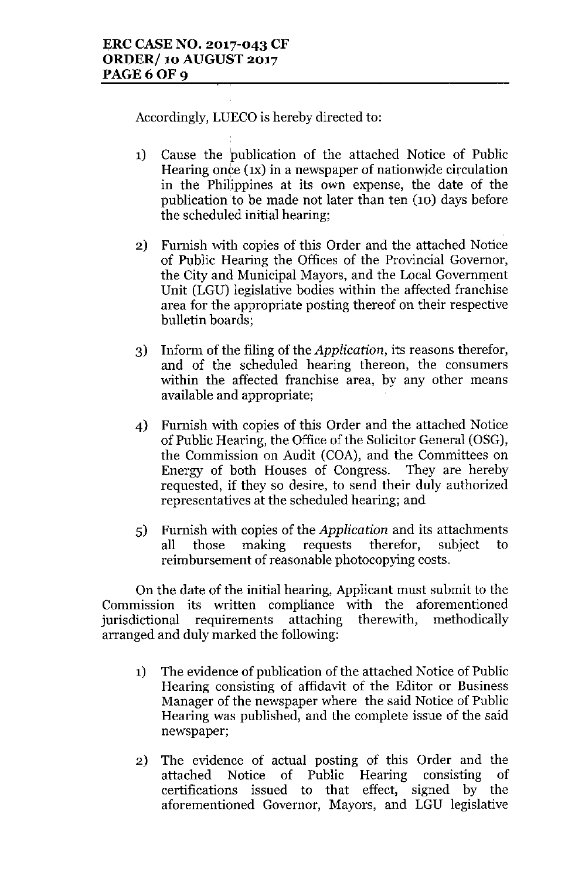Accordingly, LUECO is hereby directed to:

1) Cause the publication of the attached Notice of Public Hearing once (1x) in a newspaper of nationwide circulation in the Philippines at its own expense, the date of the publication to be made not later than ten (10) days before the scheduled initial hearing;

2) Furnish with copies of this Order and the attached Notice of Public Hearing the Offices of the Provincial Governor, the City and Municipal Mayors, and the Local Government Unit (LGU) legislative bodies within the affected franchise area for the appropriate posting thereof on their respective bulletin boards;

3) Inform of the filing of the *Application*, its reasons therefor, and of the scheduled hearing thereon, the consumers within the affected franchise area, by any other means available and appropriate;

4) Furnish with copies of this Order and the attached Notice of Public Hearing, the Office of the Solicitor General (OSG), the Commission on Audit (COA), and the Committees on Energy of both Houses of Congress. They are hereby requested, if they so desire, to send their duly authorized representatives at the scheduled hearing; and

5) Furnish with copies of the *Application* and its attachments all those making requests therefor, subject to reimbursement of reasonable photocopying costs.

On the date of the initial hearing, Applicant must submit to the Commission its written compliance with the aforementioned jurisdictional requirements attaching therewith, methodically arranged and duly marked the following:

1) The evidence of publication of the attached Notice of Public Hearing consisting of affidavit of the Editor or Business Manager of the newspaper where the said Notice of Public Hearing was published, and the complete issue of the said newspaper;

2) The evidence of actual posting of this Order and the attached Notice of Public Hearing consisting of certifications issued to that effect, signed by the aforementioned Governor, Mayors, and LGU legislative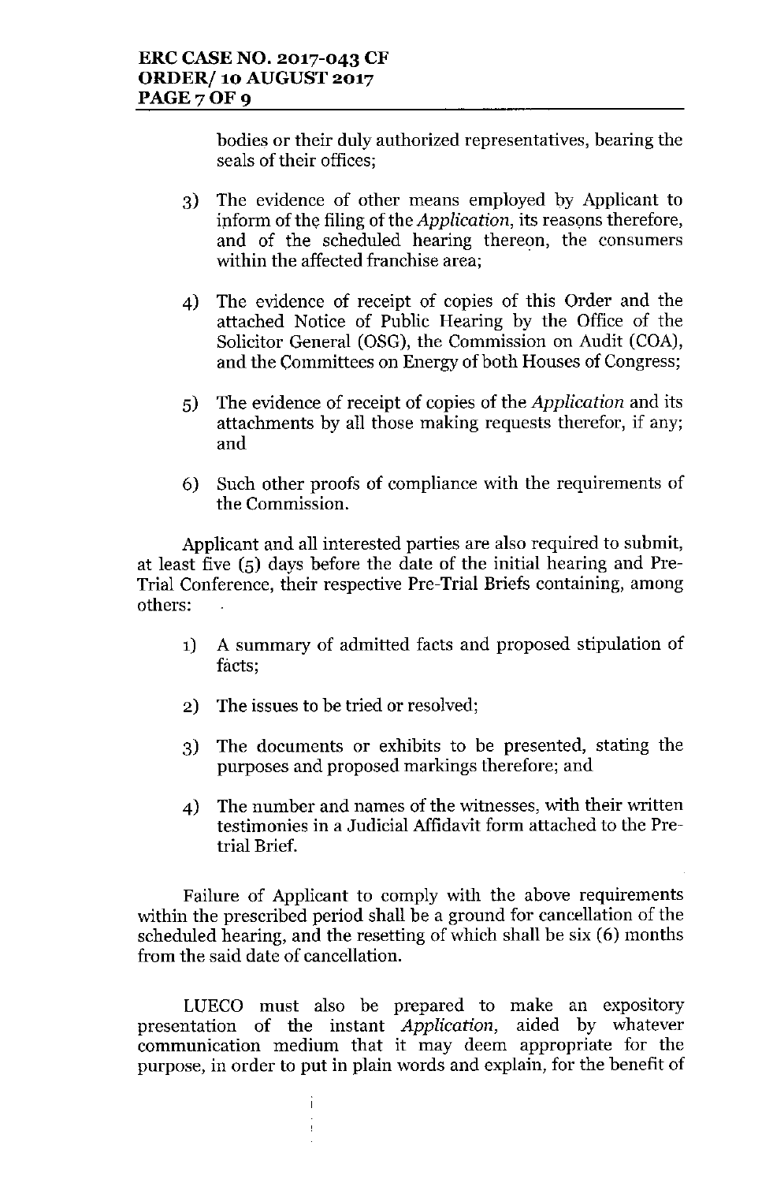bodies or their duly authorized representatives, bearing the seals of their offices;

3) The evidence of other means employed by Applicant to inform of the filing of the *Application*, its reasons therefore, and of the scheduled hearing thereon, the consumers within the affected franchise area;

4) The evidence of receipt of copies of this Order and the attached Notice of Public Hearing by the Office of the Solicitor General (OSG), the Commission on Audit (COA), and the Committees on Energy of both Houses of Congress;

5) The evidence of receipt of copies of the *Application* and its attachments by all those making requests therefor, if any; and

6) Such other proofs of compliance with the requirements of the Commission.

Applicant and all interested parties are also required to submit, at least five (5) days before the date of the initial hearing and Pre-Trial Conference, their respective Pre-Trial Briefs containing, among others:

1) A summary of admitted facts and proposed stipulation of facts;

2) The issues to be tried or resolved;

3) The documents or exhibits to be presented, stating the purposes and proposed markings therefore; and

4) The number and names of the witnesses, with their written testimonies in a Judicial Affidavit form attached to the Pre-trial Brief.

Failure of Applicant to comply with the above requirements within the prescribed period shall be a ground for cancellation of the scheduled hearing, and the resetting of which shall be six (6) months from the said date of cancellation.

LUECO must also be prepared to make an expository presentation of the instant *Application*, aided by whatever communication medium that it may deem appropriate for the purpose, in order to put in plain words and explain, for the benefit of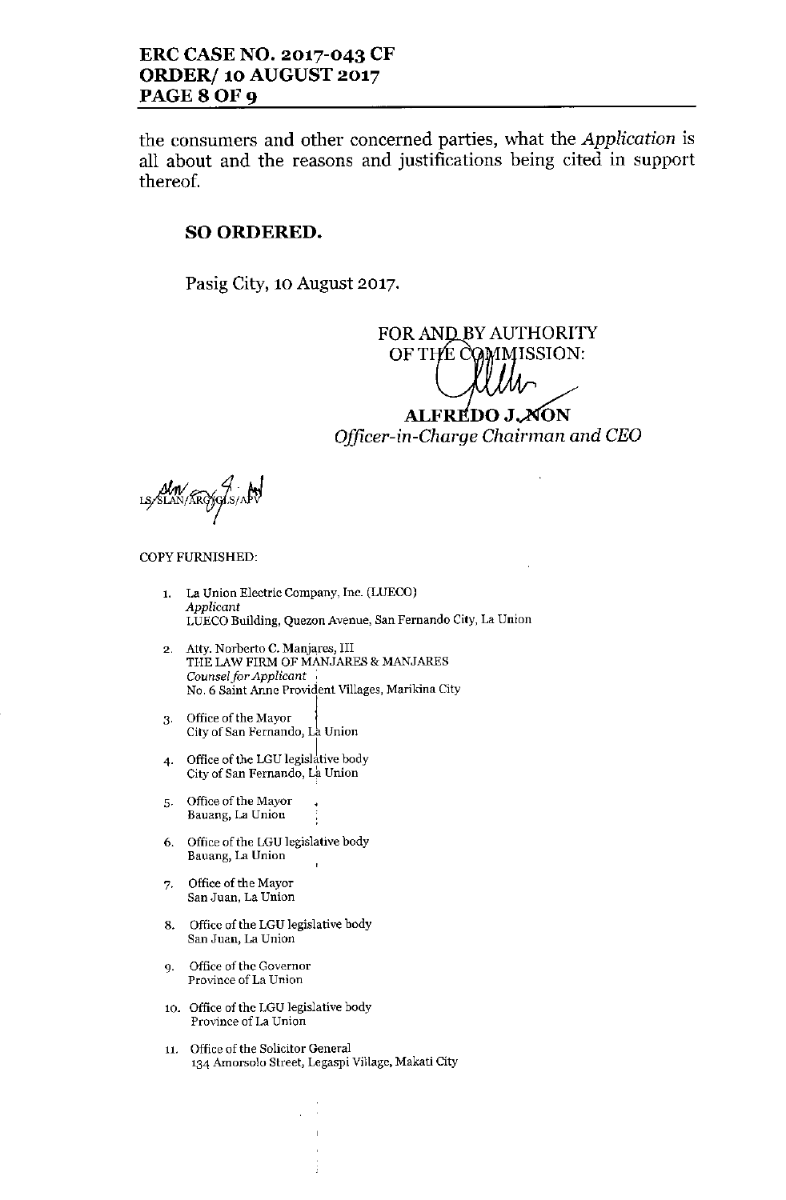the consumers and other concerned parties, what the *Application* is all about and the reasons and justifications being cited in support thereof.

**SO ORDERED.**

Pasig City, 10 August 2017.

FOR AND BY AUTHORITY
OF THE COMMISSION:

**ALFREDO J. NON**
*Officer-in-Charge Chairman and CEO*

LS/SLAN/ARG/GLS/APV

COPY FURNISHED:

1. La Union Electric Company, Inc. (LUECO)
   *Applicant*
   LUECO Building, Quezon Avenue, San Fernando City, La Union

2. Atty. Norberto C. Manjares, III
   THE LAW FIRM OF MANJARES & MANJARES
   *Counsel for Applicant*
   No. 6 Saint Anne Provident Villages, Marikina City

3. Office of the Mayor
   City of San Fernando, La Union

4. Office of the LGU legislative body
   City of San Fernando, La Union

5. Office of the Mayor
   Bauang, La Union

6. Office of the LGU legislative body
   Bauang, La Union

7. Office of the Mayor
   San Juan, La Union

8. Office of the LGU legislative body
   San Juan, La Union

9. Office of the Governor
   Province of La Union

10. Office of the LGU legislative body
    Province of La Union

11. Office of the Solicitor General
    134 Amorsolo Street, Legaspi Village, Makati City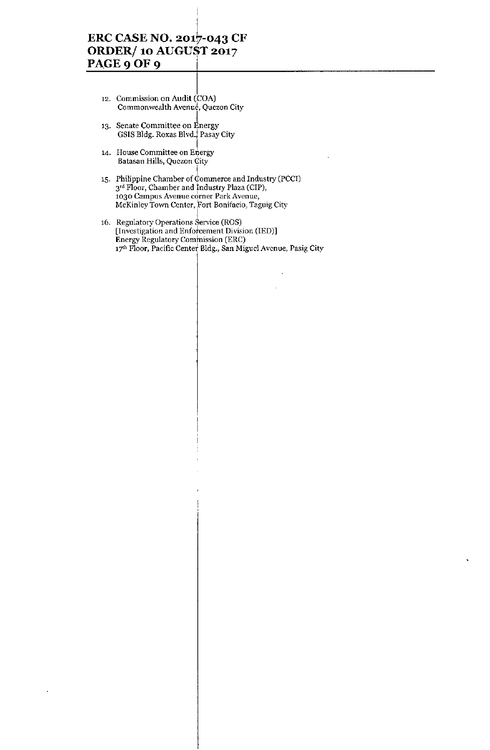12. Commission on Audit (COA)
    Commonwealth Avenue, Quezon City

13. Senate Committee on Energy
    GSIS Bldg. Roxas Blvd., Pasay City

14. House Committee on Energy
    Batasan Hills, Quezon City

15. Philippine Chamber of Commerce and Industry (PCCI)
    3rd Floor, Chamber and Industry Plaza (CIP),
    1030 Campus Avenue corner Park Avenue,
    McKinley Town Center, Fort Bonifacio, Taguig City

16. Regulatory Operations Service (ROS)
    [Investigation and Enforcement Division (IED)]
    Energy Regulatory Commission (ERC)
    17th Floor, Pacific Center Bldg., San Miguel Avenue, Pasig City